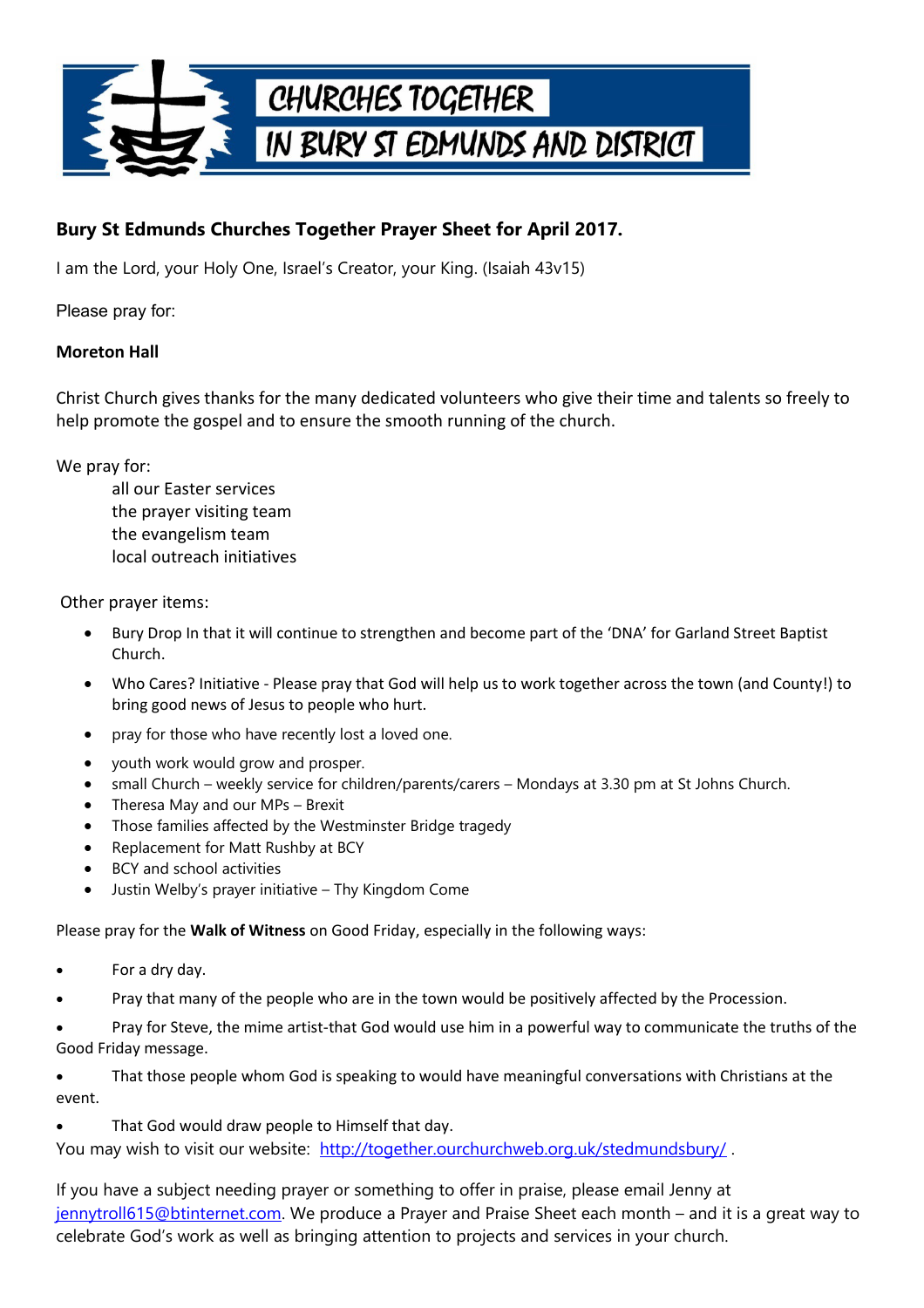CHURCHES TOGETHER IN BURY ST EDMUNDS AND DISTRICT

## Bury St Edmunds Churches Together Prayer Sheet for April 2017.

I am the Lord, your Holy One, Israel's Creator, your King. (Isaiah 43v15)

Please pray for:

**Moreton Hall**

Christ Church gives thanks for the many dedicated volunteers who give their time and talents so freely to help promote the gospel and to ensure the smooth running of the church.

We pray for:

all our Easter services
the prayer visiting team
the evangelism team
local outreach initiatives

Other prayer items:

- Bury Drop In that it will continue to strengthen and become part of the 'DNA' for Garland Street Baptist Church.
- Who Cares? Initiative - Please pray that God will help us to work together across the town (and County!) to bring good news of Jesus to people who hurt.
- pray for those who have recently lost a loved one.
- youth work would grow and prosper.
- small Church – weekly service for children/parents/carers – Mondays at 3.30 pm at St Johns Church.
- Theresa May and our MPs – Brexit
- Those families affected by the Westminster Bridge tragedy
- Replacement for Matt Rushby at BCY
- BCY and school activities
- Justin Welby's prayer initiative – Thy Kingdom Come

Please pray for the **Walk of Witness** on Good Friday, especially in the following ways:

- For a dry day.
- Pray that many of the people who are in the town would be positively affected by the Procession.
- Pray for Steve, the mime artist-that God would use him in a powerful way to communicate the truths of the Good Friday message.
- That those people whom God is speaking to would have meaningful conversations with Christians at the event.
- That God would draw people to Himself that day.

You may wish to visit our website: http://together.ourchurchweb.org.uk/stedmundsbury/ .

If you have a subject needing prayer or something to offer in praise, please email Jenny at jennytroll615@btinternet.com. We produce a Prayer and Praise Sheet each month – and it is a great way to celebrate God's work as well as bringing attention to projects and services in your church.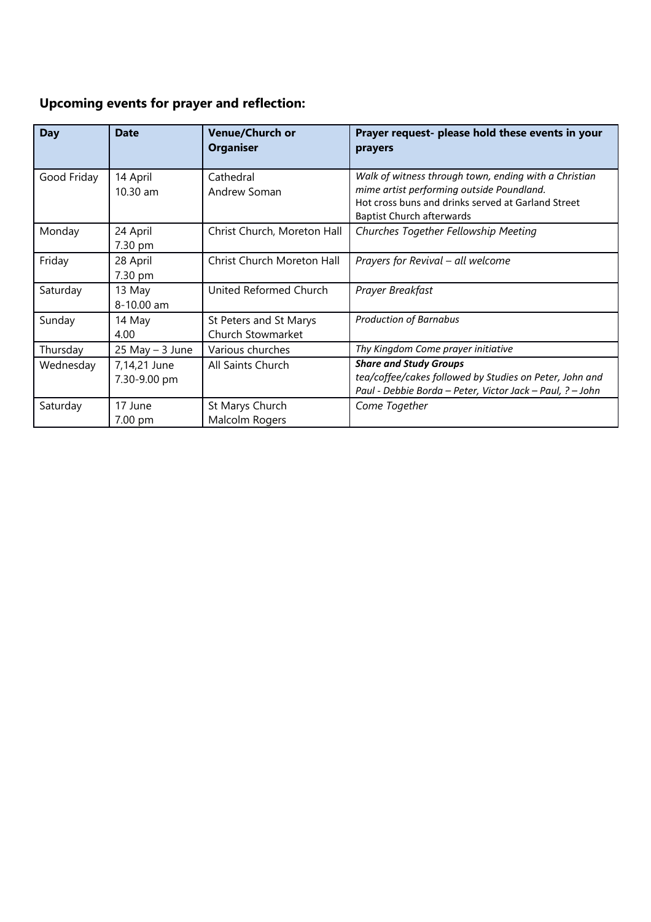## Upcoming events for prayer and reflection:

| Day | Date | Venue/Church or Organiser | Prayer request- please hold these events in your prayers |
| --- | --- | --- | --- |
| Good Friday | 14 April<br>10.30 am | Cathedral<br>Andrew Soman | *Walk of witness through town, ending with a Christian mime artist performing outside Poundland.*<br>Hot cross buns and drinks served at Garland Street Baptist Church afterwards |
| Monday | 24 April<br>7.30 pm | Christ Church, Moreton Hall | *Churches Together Fellowship Meeting* |
| Friday | 28 April<br>7.30 pm | Christ Church Moreton Hall | *Prayers for Revival – all welcome* |
| Saturday | 13 May<br>8-10.00 am | United Reformed Church | *Prayer Breakfast* |
| Sunday | 14 May<br>4.00 | St Peters and St Marys Church Stowmarket | *Production of Barnabus* |
| Thursday | 25 May – 3 June | Various churches | *Thy Kingdom Come prayer initiative* |
| Wednesday | 7,14,21 June<br>7.30-9.00 pm | All Saints Church | ***Share and Study Groups***<br>*tea/coffee/cakes followed by Studies on Peter, John and Paul - Debbie Borda – Peter, Victor Jack – Paul, ? – John* |
| Saturday | 17 June<br>7.00 pm | St Marys Church<br>Malcolm Rogers | *Come Together* |